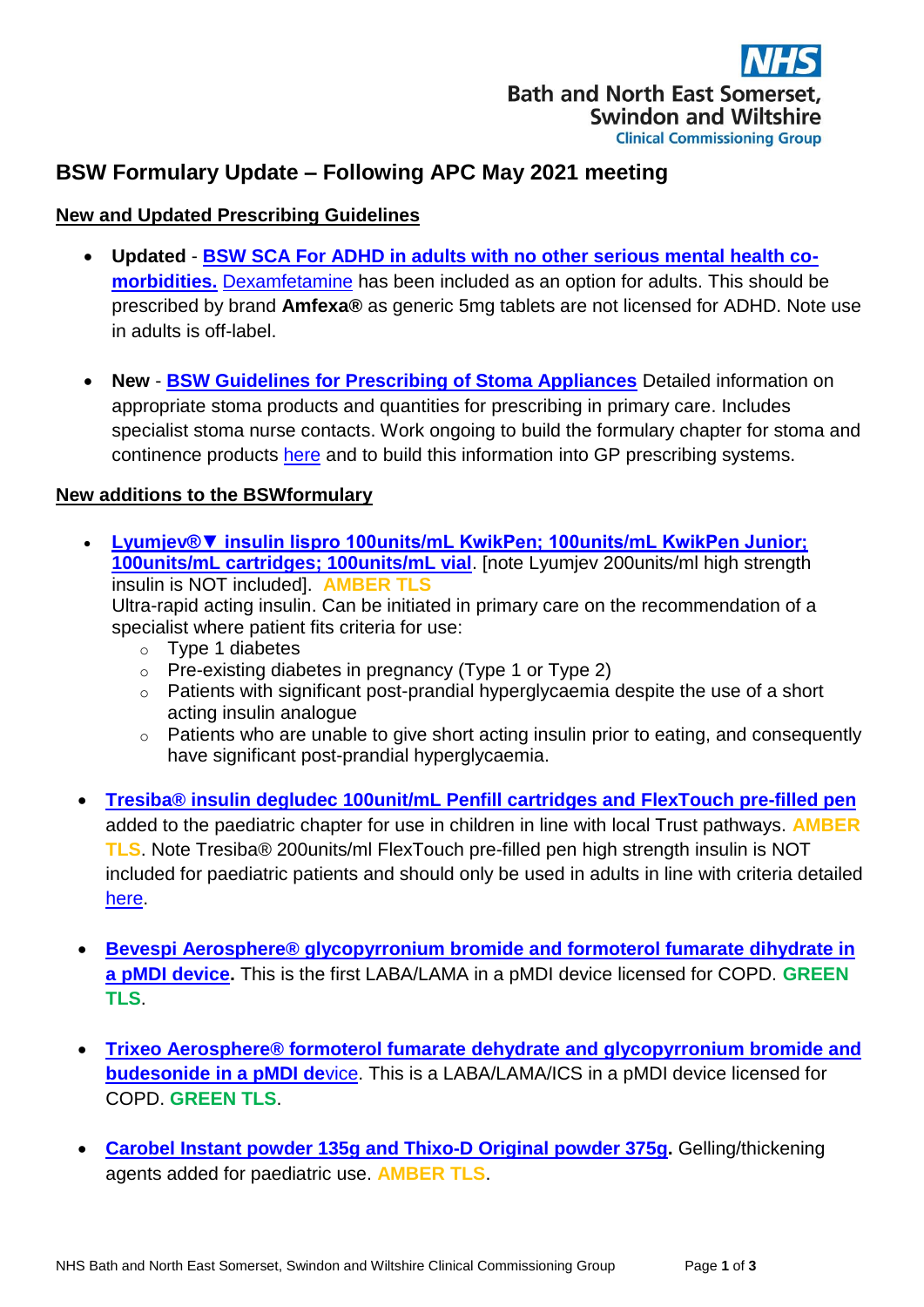NHS
Bath and North East Somerset, Swindon and Wiltshire
Clinical Commissioning Group

# BSW Formulary Update – Following APC May 2021 meeting

## New and Updated Prescribing Guidelines

- **Updated** - **BSW SCA For ADHD in adults with no other serious mental health co-morbidities.** Dexamfetamine has been included as an option for adults. This should be prescribed by brand **Amfexa®** as generic 5mg tablets are not licensed for ADHD. Note use in adults is off-label.

- **New** - **BSW Guidelines for Prescribing of Stoma Appliances** Detailed information on appropriate stoma products and quantities for prescribing in primary care. Includes specialist stoma nurse contacts. Work ongoing to build the formulary chapter for stoma and continence products here and to build this information into GP prescribing systems.

## New additions to the BSWformulary

- **Lyumjev®▼ insulin lispro 100units/mL KwikPen; 100units/mL KwikPen Junior; 100units/mL cartridges; 100units/mL vial**. [note Lyumjev 200units/ml high strength insulin is NOT included]. **AMBER TLS**
  Ultra-rapid acting insulin. Can be initiated in primary care on the recommendation of a specialist where patient fits criteria for use:
  - Type 1 diabetes
  - Pre-existing diabetes in pregnancy (Type 1 or Type 2)
  - Patients with significant post-prandial hyperglycaemia despite the use of a short acting insulin analogue
  - Patients who are unable to give short acting insulin prior to eating, and consequently have significant post-prandial hyperglycaemia.

- **Tresiba® insulin degludec 100unit/mL Penfill cartridges and FlexTouch pre-filled pen** added to the paediatric chapter for use in children in line with local Trust pathways. **AMBER TLS**. Note Tresiba® 200units/ml FlexTouch pre-filled pen high strength insulin is NOT included for paediatric patients and should only be used in adults in line with criteria detailed here.

- **Bevespi Aerosphere® glycopyrronium bromide and formoterol fumarate dihydrate in a pMDI device.** This is the first LABA/LAMA in a pMDI device licensed for COPD. **GREEN TLS**.

- **Trixeo Aerosphere® formoterol fumarate dehydrate and glycopyrronium bromide and budesonide in a pMDI device**. This is a LABA/LAMA/ICS in a pMDI device licensed for COPD. **GREEN TLS**.

- **Carobel Instant powder 135g and Thixo-D Original powder 375g.** Gelling/thickening agents added for paediatric use. **AMBER TLS**.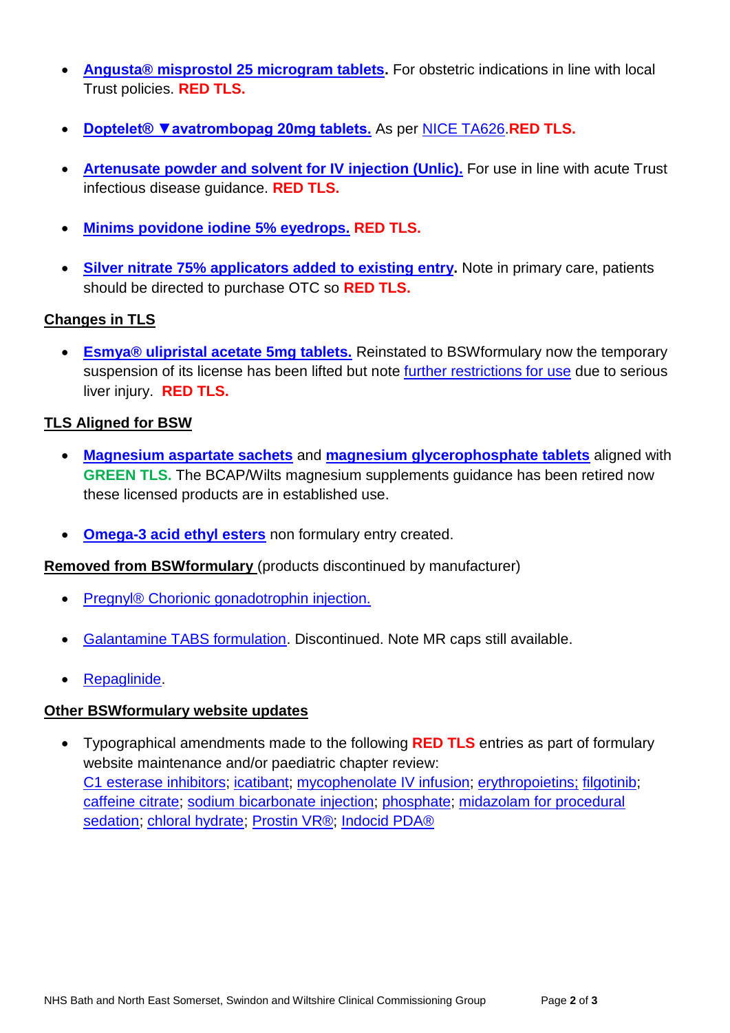- **Angusta® misprostol 25 microgram tablets.** For obstetric indications in line with local Trust policies. **RED TLS.**

- **Doptelet® ▼avatrombopag 20mg tablets.** As per NICE TA626.**RED TLS.**

- **Artenusate powder and solvent for IV injection (Unlic).** For use in line with acute Trust infectious disease guidance. **RED TLS.**

- **Minims povidone iodine 5% eyedrops.** **RED TLS.**

- **Silver nitrate 75% applicators added to existing entry.** Note in primary care, patients should be directed to purchase OTC so **RED TLS.**

**Changes in TLS**

- **Esmya® ulipristal acetate 5mg tablets.** Reinstated to BSWformulary now the temporary suspension of its license has been lifted but note further restrictions for use due to serious liver injury. **RED TLS.**

**TLS Aligned for BSW**

- **Magnesium aspartate sachets** and **magnesium glycerophosphate tablets** aligned with **GREEN TLS.** The BCAP/Wilts magnesium supplements guidance has been retired now these licensed products are in established use.

- **Omega-3 acid ethyl esters** non formulary entry created.

**Removed from BSWformulary** (products discontinued by manufacturer)

- Pregnyl® Chorionic gonadotrophin injection.

- Galantamine TABS formulation. Discontinued. Note MR caps still available.

- Repaglinide.

**Other BSWformulary website updates**

- Typographical amendments made to the following **RED TLS** entries as part of formulary website maintenance and/or paediatric chapter review: C1 esterase inhibitors; icatibant; mycophenolate IV infusion; erythropoietins; filgotinib; caffeine citrate; sodium bicarbonate injection; phosphate; midazolam for procedural sedation; chloral hydrate; Prostin VR®; Indocid PDA®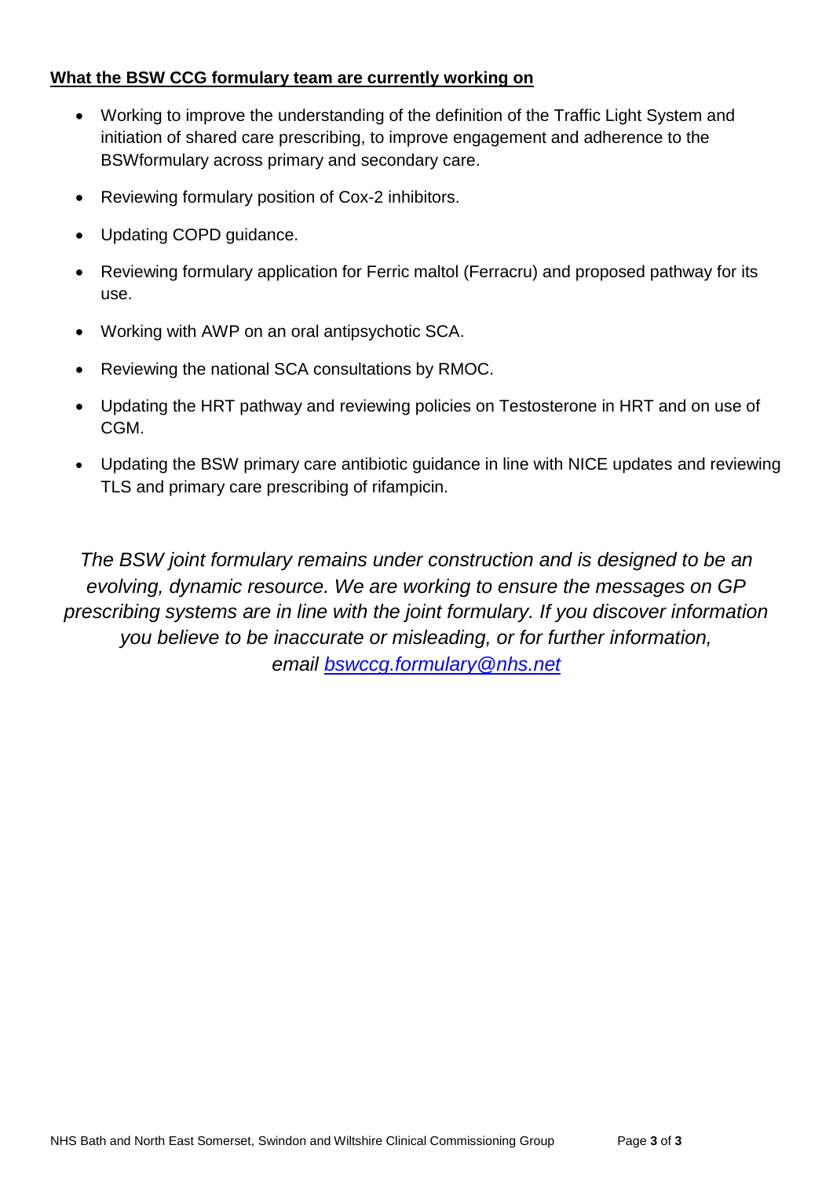**What the BSW CCG formulary team are currently working on**

- Working to improve the understanding of the definition of the Traffic Light System and initiation of shared care prescribing, to improve engagement and adherence to the BSWformulary across primary and secondary care.
- Reviewing formulary position of Cox-2 inhibitors.
- Updating COPD guidance.
- Reviewing formulary application for Ferric maltol (Ferracru) and proposed pathway for its use.
- Working with AWP on an oral antipsychotic SCA.
- Reviewing the national SCA consultations by RMOC.
- Updating the HRT pathway and reviewing policies on Testosterone in HRT and on use of CGM.
- Updating the BSW primary care antibiotic guidance in line with NICE updates and reviewing TLS and primary care prescribing of rifampicin.

*The BSW joint formulary remains under construction and is designed to be an evolving, dynamic resource. We are working to ensure the messages on GP prescribing systems are in line with the joint formulary. If you discover information you believe to be inaccurate or misleading, or for further information, email [bswccg.formulary@nhs.net](mailto:bswccg.formulary@nhs.net)*

NHS Bath and North East Somerset, Swindon and Wiltshire Clinical Commissioning Group